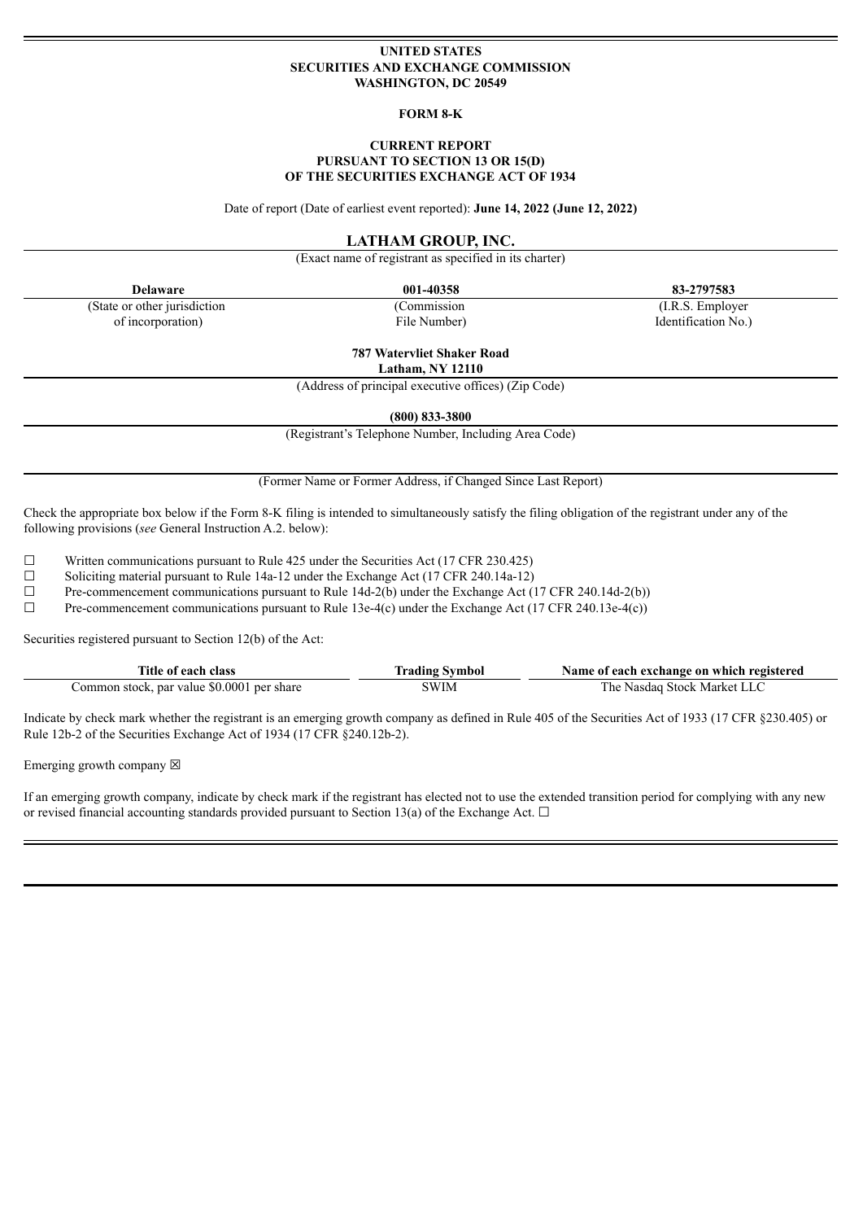**UNITED STATES**
**SECURITIES AND EXCHANGE COMMISSION**
**WASHINGTON, DC 20549**

**FORM 8-K**

**CURRENT REPORT**
**PURSUANT TO SECTION 13 OR 15(D)**
**OF THE SECURITIES EXCHANGE ACT OF 1934**

Date of report (Date of earliest event reported): **June 14, 2022 (June 12, 2022)**

# LATHAM GROUP, INC.

(Exact name of registrant as specified in its charter)

| **Delaware** | **001-40358** | **83-2797583** |
|---|---|---|
| (State or other jurisdiction of incorporation) | (Commission File Number) | (I.R.S. Employer Identification No.) |

**787 Watervliet Shaker Road**
**Latham, NY 12110**

(Address of principal executive offices) (Zip Code)

**(800) 833-3800**

(Registrant's Telephone Number, Including Area Code)

(Former Name or Former Address, if Changed Since Last Report)

Check the appropriate box below if the Form 8-K filing is intended to simultaneously satisfy the filing obligation of the registrant under any of the following provisions (*see* General Instruction A.2. below):

☐ Written communications pursuant to Rule 425 under the Securities Act (17 CFR 230.425)
☐ Soliciting material pursuant to Rule 14a-12 under the Exchange Act (17 CFR 240.14a-12)
☐ Pre-commencement communications pursuant to Rule 14d-2(b) under the Exchange Act (17 CFR 240.14d-2(b))
☐ Pre-commencement communications pursuant to Rule 13e-4(c) under the Exchange Act (17 CFR 240.13e-4(c))

Securities registered pursuant to Section 12(b) of the Act:

| Title of each class | Trading Symbol | Name of each exchange on which registered |
|---|---|---|
| Common stock, par value $0.0001 per share | SWIM | The Nasdaq Stock Market LLC |

Indicate by check mark whether the registrant is an emerging growth company as defined in Rule 405 of the Securities Act of 1933 (17 CFR §230.405) or Rule 12b-2 of the Securities Exchange Act of 1934 (17 CFR §240.12b-2).

Emerging growth company ☒

If an emerging growth company, indicate by check mark if the registrant has elected not to use the extended transition period for complying with any new or revised financial accounting standards provided pursuant to Section 13(a) of the Exchange Act. ☐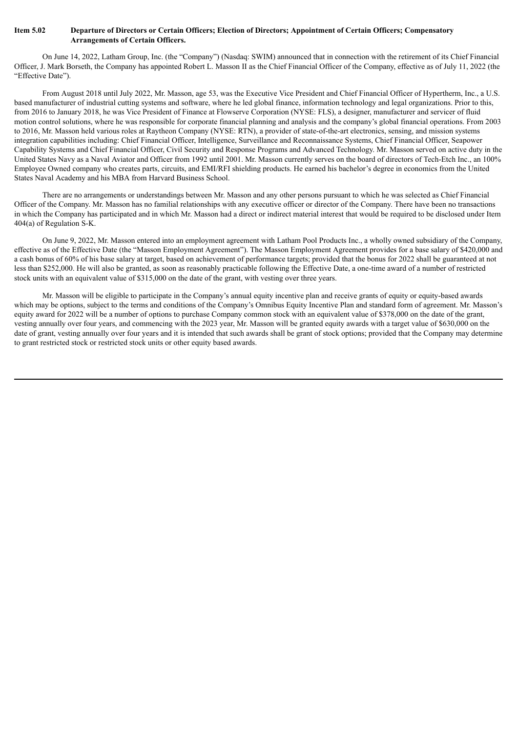**Item 5.02 Departure of Directors or Certain Officers; Election of Directors; Appointment of Certain Officers; Compensatory Arrangements of Certain Officers.**

On June 14, 2022, Latham Group, Inc. (the "Company") (Nasdaq: SWIM) announced that in connection with the retirement of its Chief Financial Officer, J. Mark Borseth, the Company has appointed Robert L. Masson II as the Chief Financial Officer of the Company, effective as of July 11, 2022 (the "Effective Date").

From August 2018 until July 2022, Mr. Masson, age 53, was the Executive Vice President and Chief Financial Officer of Hypertherm, Inc., a U.S. based manufacturer of industrial cutting systems and software, where he led global finance, information technology and legal organizations. Prior to this, from 2016 to January 2018, he was Vice President of Finance at Flowserve Corporation (NYSE: FLS), a designer, manufacturer and servicer of fluid motion control solutions, where he was responsible for corporate financial planning and analysis and the company's global financial operations. From 2003 to 2016, Mr. Masson held various roles at Raytheon Company (NYSE: RTN), a provider of state-of-the-art electronics, sensing, and mission systems integration capabilities including: Chief Financial Officer, Intelligence, Surveillance and Reconnaissance Systems, Chief Financial Officer, Seapower Capability Systems and Chief Financial Officer, Civil Security and Response Programs and Advanced Technology. Mr. Masson served on active duty in the United States Navy as a Naval Aviator and Officer from 1992 until 2001. Mr. Masson currently serves on the board of directors of Tech-Etch Inc., an 100% Employee Owned company who creates parts, circuits, and EMI/RFI shielding products. He earned his bachelor's degree in economics from the United States Naval Academy and his MBA from Harvard Business School.

There are no arrangements or understandings between Mr. Masson and any other persons pursuant to which he was selected as Chief Financial Officer of the Company. Mr. Masson has no familial relationships with any executive officer or director of the Company. There have been no transactions in which the Company has participated and in which Mr. Masson had a direct or indirect material interest that would be required to be disclosed under Item 404(a) of Regulation S-K.

On June 9, 2022, Mr. Masson entered into an employment agreement with Latham Pool Products Inc., a wholly owned subsidiary of the Company, effective as of the Effective Date (the "Masson Employment Agreement"). The Masson Employment Agreement provides for a base salary of $420,000 and a cash bonus of 60% of his base salary at target, based on achievement of performance targets; provided that the bonus for 2022 shall be guaranteed at not less than $252,000. He will also be granted, as soon as reasonably practicable following the Effective Date, a one-time award of a number of restricted stock units with an equivalent value of $315,000 on the date of the grant, with vesting over three years.

Mr. Masson will be eligible to participate in the Company's annual equity incentive plan and receive grants of equity or equity-based awards which may be options, subject to the terms and conditions of the Company's Omnibus Equity Incentive Plan and standard form of agreement. Mr. Masson's equity award for 2022 will be a number of options to purchase Company common stock with an equivalent value of $378,000 on the date of the grant, vesting annually over four years, and commencing with the 2023 year, Mr. Masson will be granted equity awards with a target value of $630,000 on the date of grant, vesting annually over four years and it is intended that such awards shall be grant of stock options; provided that the Company may determine to grant restricted stock or restricted stock units or other equity based awards.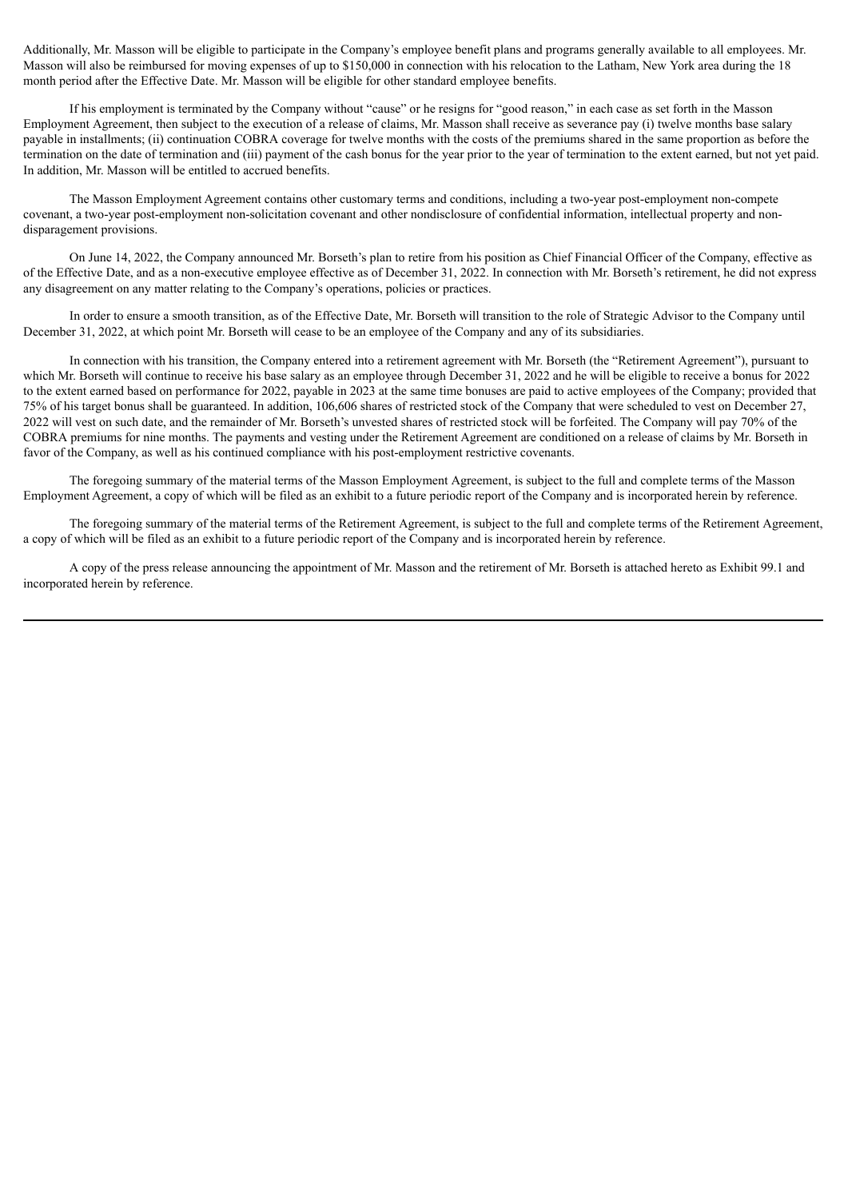Additionally, Mr. Masson will be eligible to participate in the Company's employee benefit plans and programs generally available to all employees. Mr. Masson will also be reimbursed for moving expenses of up to $150,000 in connection with his relocation to the Latham, New York area during the 18 month period after the Effective Date. Mr. Masson will be eligible for other standard employee benefits.

If his employment is terminated by the Company without "cause" or he resigns for "good reason," in each case as set forth in the Masson Employment Agreement, then subject to the execution of a release of claims, Mr. Masson shall receive as severance pay (i) twelve months base salary payable in installments; (ii) continuation COBRA coverage for twelve months with the costs of the premiums shared in the same proportion as before the termination on the date of termination and (iii) payment of the cash bonus for the year prior to the year of termination to the extent earned, but not yet paid. In addition, Mr. Masson will be entitled to accrued benefits.

The Masson Employment Agreement contains other customary terms and conditions, including a two-year post-employment non-compete covenant, a two-year post-employment non-solicitation covenant and other nondisclosure of confidential information, intellectual property and non-disparagement provisions.

On June 14, 2022, the Company announced Mr. Borseth's plan to retire from his position as Chief Financial Officer of the Company, effective as of the Effective Date, and as a non-executive employee effective as of December 31, 2022. In connection with Mr. Borseth's retirement, he did not express any disagreement on any matter relating to the Company's operations, policies or practices.

In order to ensure a smooth transition, as of the Effective Date, Mr. Borseth will transition to the role of Strategic Advisor to the Company until December 31, 2022, at which point Mr. Borseth will cease to be an employee of the Company and any of its subsidiaries.

In connection with his transition, the Company entered into a retirement agreement with Mr. Borseth (the "Retirement Agreement"), pursuant to which Mr. Borseth will continue to receive his base salary as an employee through December 31, 2022 and he will be eligible to receive a bonus for 2022 to the extent earned based on performance for 2022, payable in 2023 at the same time bonuses are paid to active employees of the Company; provided that 75% of his target bonus shall be guaranteed. In addition, 106,606 shares of restricted stock of the Company that were scheduled to vest on December 27, 2022 will vest on such date, and the remainder of Mr. Borseth's unvested shares of restricted stock will be forfeited. The Company will pay 70% of the COBRA premiums for nine months. The payments and vesting under the Retirement Agreement are conditioned on a release of claims by Mr. Borseth in favor of the Company, as well as his continued compliance with his post-employment restrictive covenants.

The foregoing summary of the material terms of the Masson Employment Agreement, is subject to the full and complete terms of the Masson Employment Agreement, a copy of which will be filed as an exhibit to a future periodic report of the Company and is incorporated herein by reference.

The foregoing summary of the material terms of the Retirement Agreement, is subject to the full and complete terms of the Retirement Agreement, a copy of which will be filed as an exhibit to a future periodic report of the Company and is incorporated herein by reference.

A copy of the press release announcing the appointment of Mr. Masson and the retirement of Mr. Borseth is attached hereto as Exhibit 99.1 and incorporated herein by reference.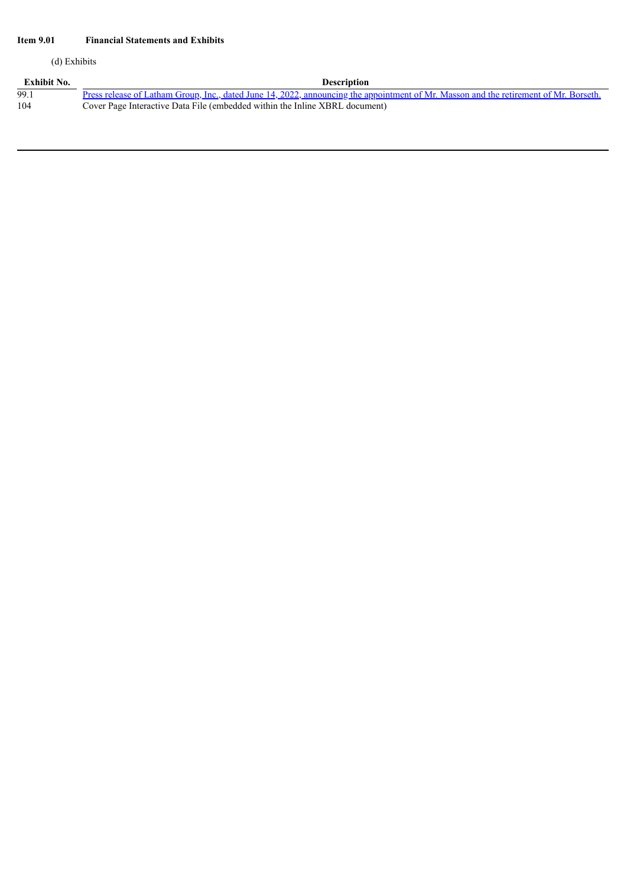**Item 9.01 Financial Statements and Exhibits**

(d) Exhibits

| Exhibit No. | Description |
| --- | --- |
| 99.1 | Press release of Latham Group, Inc., dated June 14, 2022, announcing the appointment of Mr. Masson and the retirement of Mr. Borseth. |
| 104 | Cover Page Interactive Data File (embedded within the Inline XBRL document) |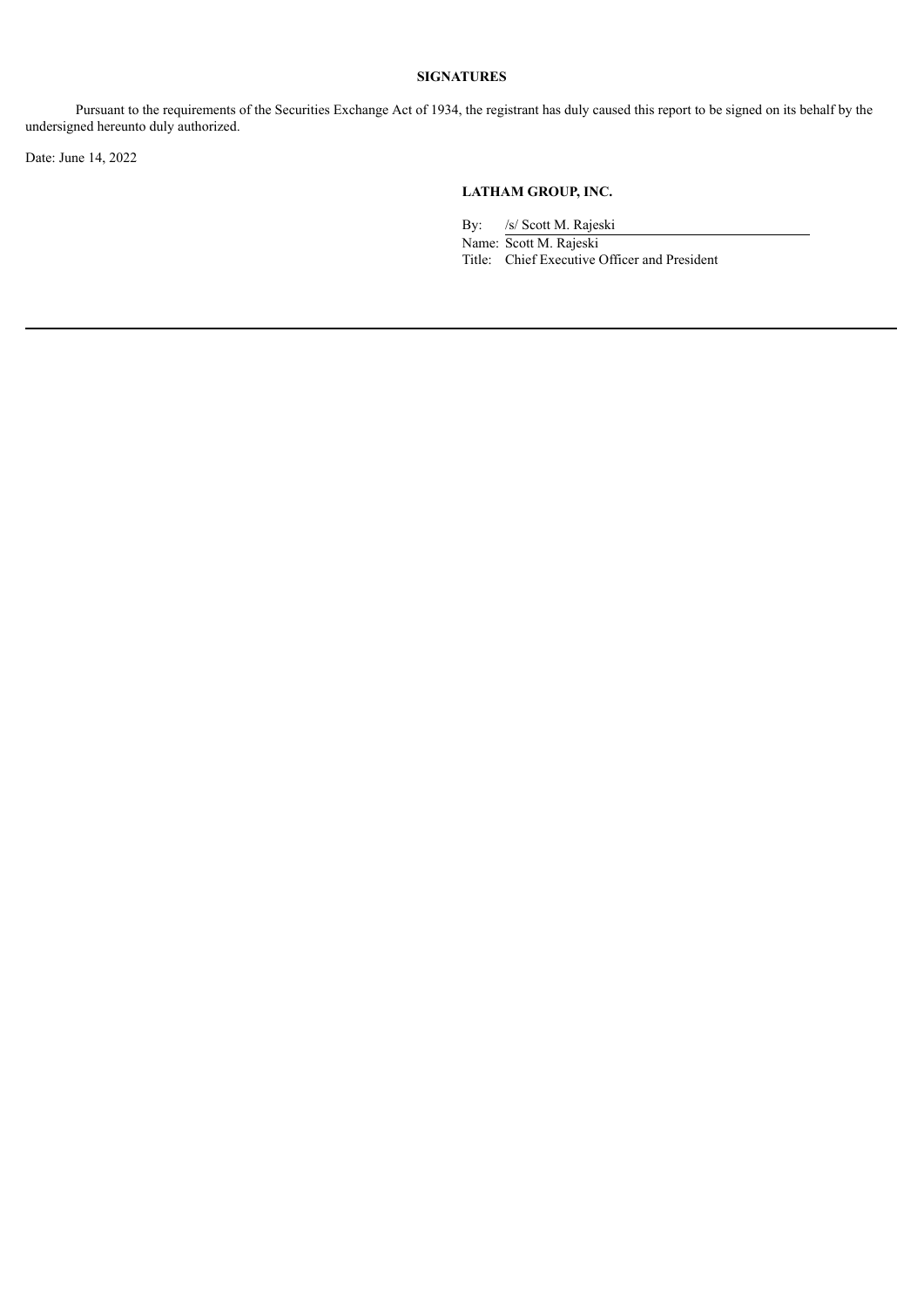**SIGNATURES**

Pursuant to the requirements of the Securities Exchange Act of 1934, the registrant has duly caused this report to be signed on its behalf by the undersigned hereunto duly authorized.

Date: June 14, 2022

**LATHAM GROUP, INC.**

By: /s/ Scott M. Rajeski
Name: Scott M. Rajeski
Title: Chief Executive Officer and President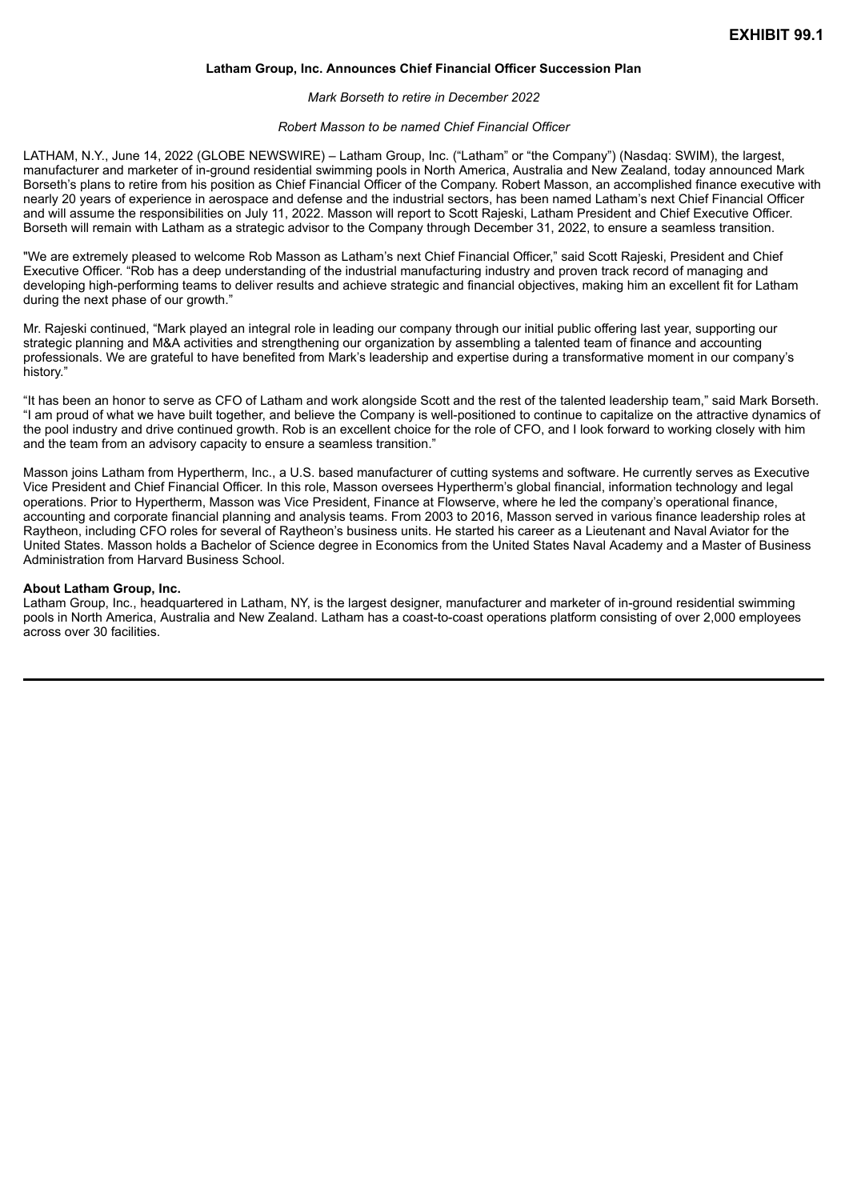**EXHIBIT 99.1**

**Latham Group, Inc. Announces Chief Financial Officer Succession Plan**

*Mark Borseth to retire in December 2022*

*Robert Masson to be named Chief Financial Officer*

LATHAM, N.Y., June 14, 2022 (GLOBE NEWSWIRE) – Latham Group, Inc. ("Latham" or "the Company") (Nasdaq: SWIM), the largest, manufacturer and marketer of in-ground residential swimming pools in North America, Australia and New Zealand, today announced Mark Borseth's plans to retire from his position as Chief Financial Officer of the Company. Robert Masson, an accomplished finance executive with nearly 20 years of experience in aerospace and defense and the industrial sectors, has been named Latham's next Chief Financial Officer and will assume the responsibilities on July 11, 2022. Masson will report to Scott Rajeski, Latham President and Chief Executive Officer. Borseth will remain with Latham as a strategic advisor to the Company through December 31, 2022, to ensure a seamless transition.

"We are extremely pleased to welcome Rob Masson as Latham's next Chief Financial Officer," said Scott Rajeski, President and Chief Executive Officer. "Rob has a deep understanding of the industrial manufacturing industry and proven track record of managing and developing high-performing teams to deliver results and achieve strategic and financial objectives, making him an excellent fit for Latham during the next phase of our growth."

Mr. Rajeski continued, "Mark played an integral role in leading our company through our initial public offering last year, supporting our strategic planning and M&A activities and strengthening our organization by assembling a talented team of finance and accounting professionals. We are grateful to have benefited from Mark's leadership and expertise during a transformative moment in our company's history."

"It has been an honor to serve as CFO of Latham and work alongside Scott and the rest of the talented leadership team," said Mark Borseth. "I am proud of what we have built together, and believe the Company is well-positioned to continue to capitalize on the attractive dynamics of the pool industry and drive continued growth. Rob is an excellent choice for the role of CFO, and I look forward to working closely with him and the team from an advisory capacity to ensure a seamless transition."

Masson joins Latham from Hypertherm, Inc., a U.S. based manufacturer of cutting systems and software. He currently serves as Executive Vice President and Chief Financial Officer. In this role, Masson oversees Hypertherm's global financial, information technology and legal operations. Prior to Hypertherm, Masson was Vice President, Finance at Flowserve, where he led the company's operational finance, accounting and corporate financial planning and analysis teams. From 2003 to 2016, Masson served in various finance leadership roles at Raytheon, including CFO roles for several of Raytheon's business units. He started his career as a Lieutenant and Naval Aviator for the United States. Masson holds a Bachelor of Science degree in Economics from the United States Naval Academy and a Master of Business Administration from Harvard Business School.

**About Latham Group, Inc.**
Latham Group, Inc., headquartered in Latham, NY, is the largest designer, manufacturer and marketer of in-ground residential swimming pools in North America, Australia and New Zealand. Latham has a coast-to-coast operations platform consisting of over 2,000 employees across over 30 facilities.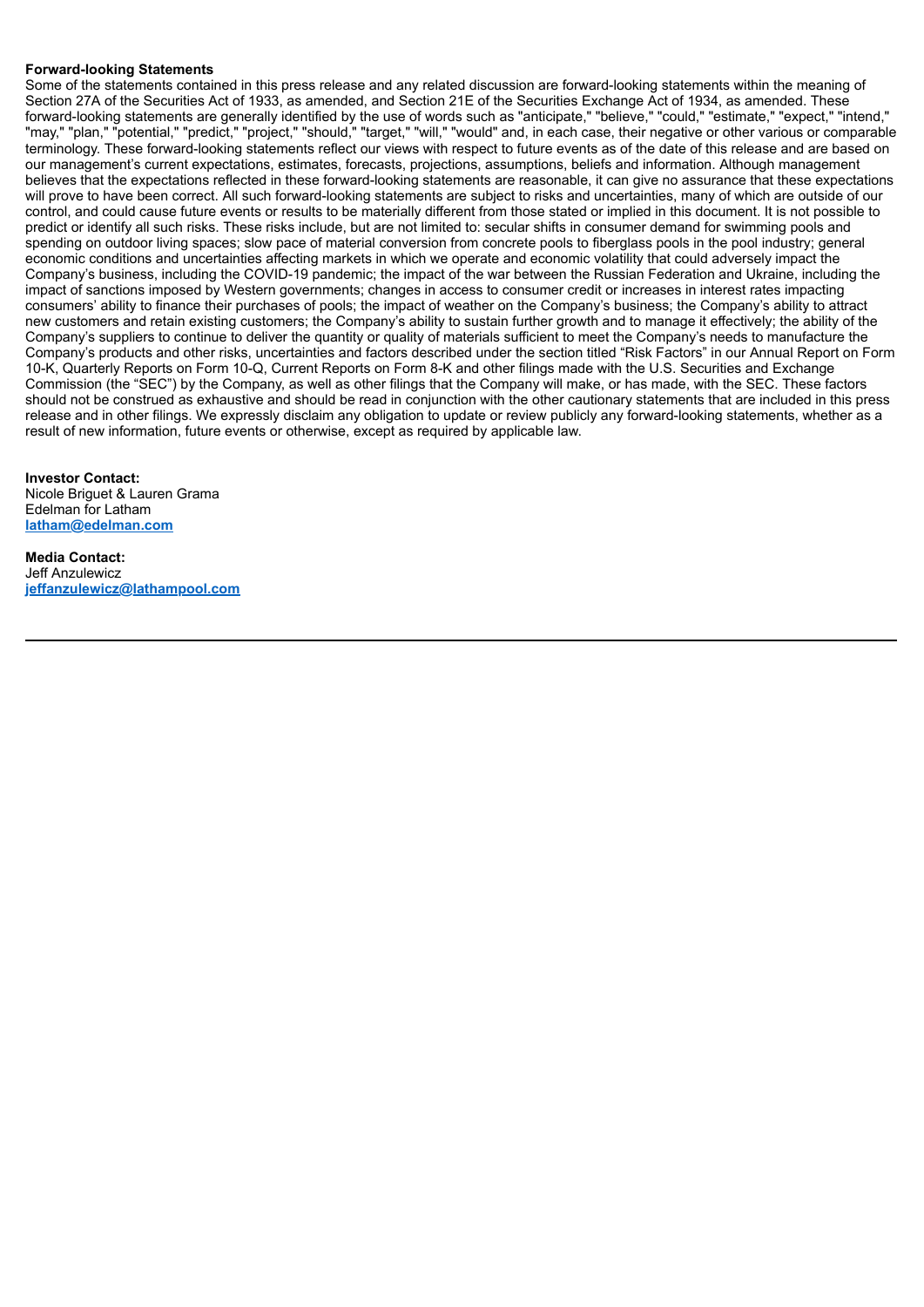**Forward-looking Statements**

Some of the statements contained in this press release and any related discussion are forward-looking statements within the meaning of Section 27A of the Securities Act of 1933, as amended, and Section 21E of the Securities Exchange Act of 1934, as amended. These forward-looking statements are generally identified by the use of words such as "anticipate," "believe," "could," "estimate," "expect," "intend," "may," "plan," "potential," "predict," "project," "should," "target," "will," "would" and, in each case, their negative or other various or comparable terminology. These forward-looking statements reflect our views with respect to future events as of the date of this release and are based on our management's current expectations, estimates, forecasts, projections, assumptions, beliefs and information. Although management believes that the expectations reflected in these forward-looking statements are reasonable, it can give no assurance that these expectations will prove to have been correct. All such forward-looking statements are subject to risks and uncertainties, many of which are outside of our control, and could cause future events or results to be materially different from those stated or implied in this document. It is not possible to predict or identify all such risks. These risks include, but are not limited to: secular shifts in consumer demand for swimming pools and spending on outdoor living spaces; slow pace of material conversion from concrete pools to fiberglass pools in the pool industry; general economic conditions and uncertainties affecting markets in which we operate and economic volatility that could adversely impact the Company's business, including the COVID-19 pandemic; the impact of the war between the Russian Federation and Ukraine, including the impact of sanctions imposed by Western governments; changes in access to consumer credit or increases in interest rates impacting consumers' ability to finance their purchases of pools; the impact of weather on the Company's business; the Company's ability to attract new customers and retain existing customers; the Company's ability to sustain further growth and to manage it effectively; the ability of the Company's suppliers to continue to deliver the quantity or quality of materials sufficient to meet the Company's needs to manufacture the Company's products and other risks, uncertainties and factors described under the section titled "Risk Factors" in our Annual Report on Form 10-K, Quarterly Reports on Form 10-Q, Current Reports on Form 8-K and other filings made with the U.S. Securities and Exchange Commission (the "SEC") by the Company, as well as other filings that the Company will make, or has made, with the SEC. These factors should not be construed as exhaustive and should be read in conjunction with the other cautionary statements that are included in this press release and in other filings. We expressly disclaim any obligation to update or review publicly any forward-looking statements, whether as a result of new information, future events or otherwise, except as required by applicable law.

**Investor Contact:**
Nicole Briguet & Lauren Grama
Edelman for Latham
**latham@edelman.com**

**Media Contact:**
Jeff Anzulewicz
**jeffanzulewicz@lathampool.com**